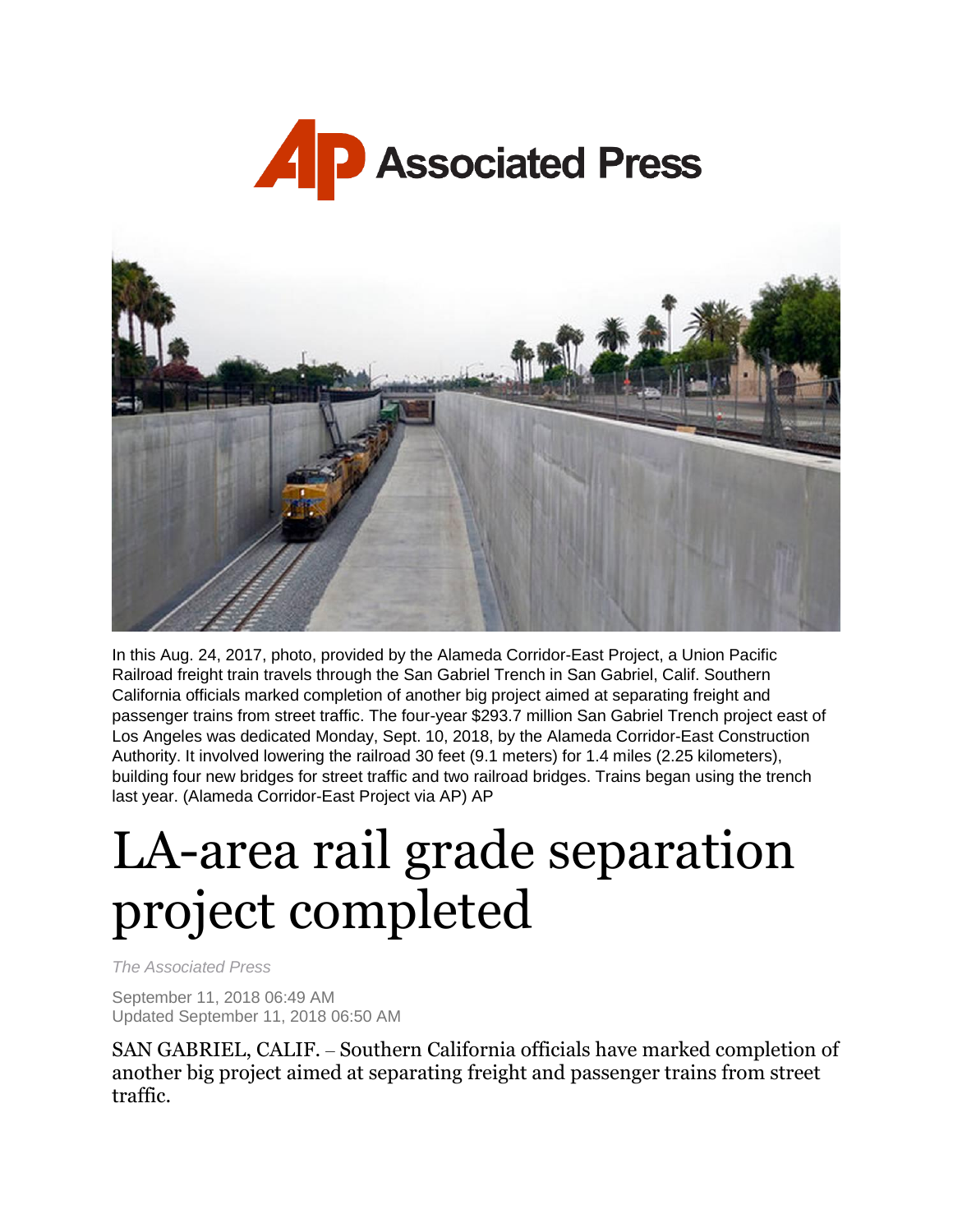Associated Press

In this Aug. 24, 2017, photo, provided by the Alameda Corridor-East Project, a Union Pacific Railroad freight train travels through the San Gabriel Trench in San Gabriel, Calif. Southern California officials marked completion of another big project aimed at separating freight and passenger trains from street traffic. The four-year $293.7 million San Gabriel Trench project east of Los Angeles was dedicated Monday, Sept. 10, 2018, by the Alameda Corridor-East Construction Authority. It involved lowering the railroad 30 feet (9.1 meters) for 1.4 miles (2.25 kilometers), building four new bridges for street traffic and two railroad bridges. Trains began using the trench last year. (Alameda Corridor-East Project via AP) AP

# LA-area rail grade separation project completed

*The Associated Press*

September 11, 2018 06:49 AM
Updated September 11, 2018 06:50 AM

SAN GABRIEL, CALIF. – Southern California officials have marked completion of another big project aimed at separating freight and passenger trains from street traffic.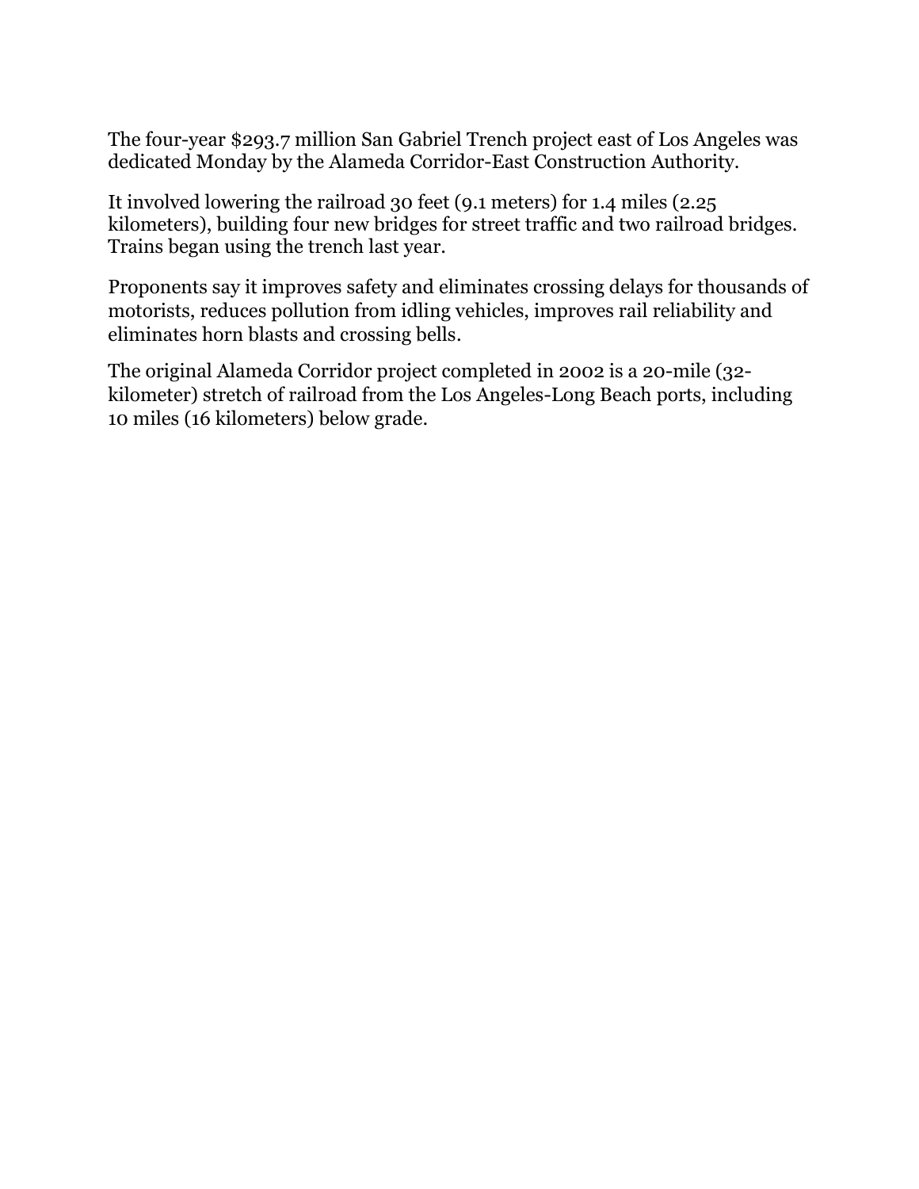The four-year $293.7 million San Gabriel Trench project east of Los Angeles was dedicated Monday by the Alameda Corridor-East Construction Authority.

It involved lowering the railroad 30 feet (9.1 meters) for 1.4 miles (2.25 kilometers), building four new bridges for street traffic and two railroad bridges. Trains began using the trench last year.

Proponents say it improves safety and eliminates crossing delays for thousands of motorists, reduces pollution from idling vehicles, improves rail reliability and eliminates horn blasts and crossing bells.

The original Alameda Corridor project completed in 2002 is a 20-mile (32-kilometer) stretch of railroad from the Los Angeles-Long Beach ports, including 10 miles (16 kilometers) below grade.